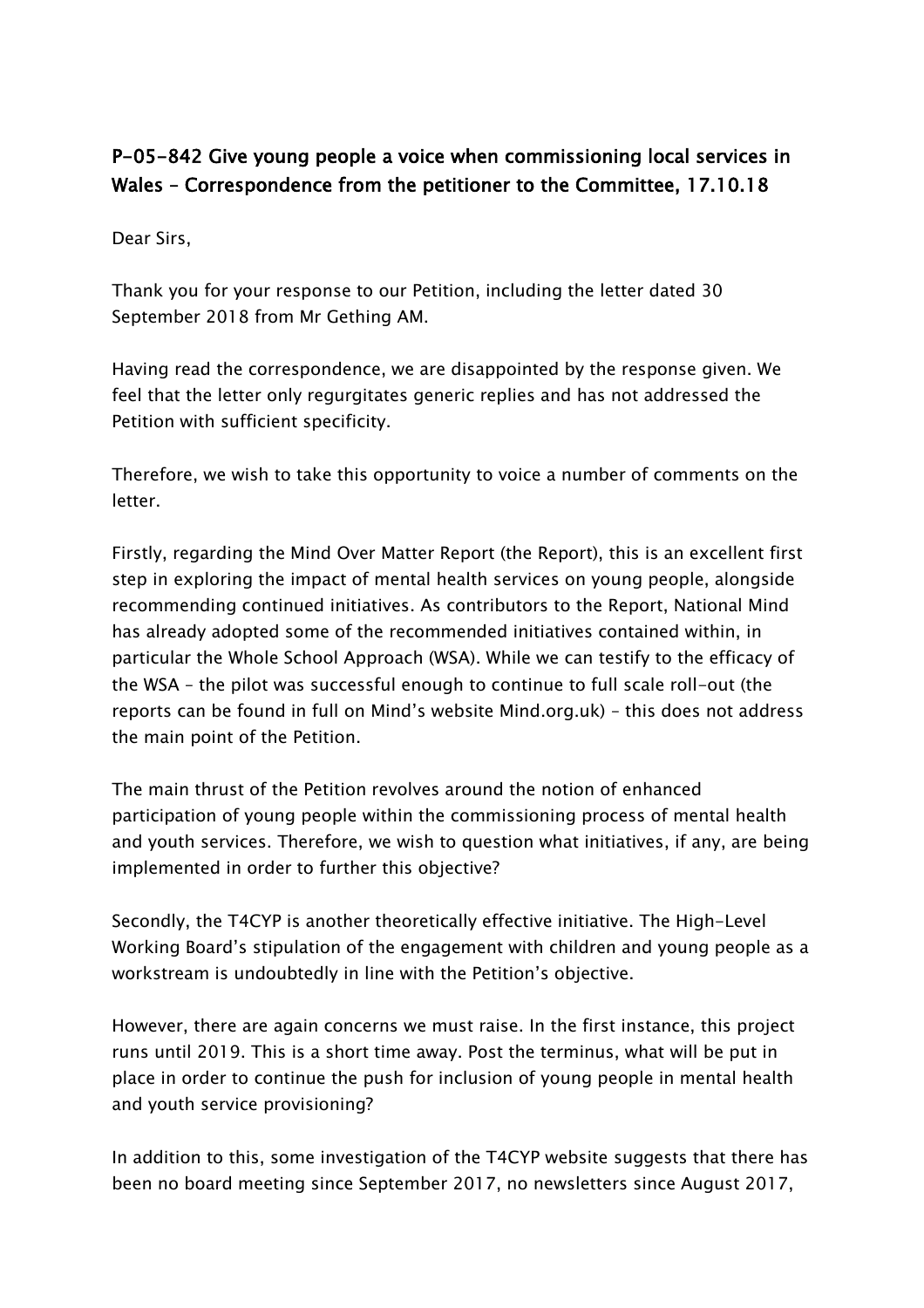## P-05-842 Give young people a voice when commissioning local services in Wales – Correspondence from the petitioner to the Committee, 17.10.18

Dear Sirs,

Thank you for your response to our Petition, including the letter dated 30 September 2018 from Mr Gething AM.

Having read the correspondence, we are disappointed by the response given. We feel that the letter only regurgitates generic replies and has not addressed the Petition with sufficient specificity.

Therefore, we wish to take this opportunity to voice a number of comments on the letter.

Firstly, regarding the Mind Over Matter Report (the Report), this is an excellent first step in exploring the impact of mental health services on young people, alongside recommending continued initiatives. As contributors to the Report, National Mind has already adopted some of the recommended initiatives contained within, in particular the Whole School Approach (WSA). While we can testify to the efficacy of the WSA – the pilot was successful enough to continue to full scale roll-out (the reports can be found in full on Mind's website Mind.org.uk) – this does not address the main point of the Petition.

The main thrust of the Petition revolves around the notion of enhanced participation of young people within the commissioning process of mental health and youth services. Therefore, we wish to question what initiatives, if any, are being implemented in order to further this objective?

Secondly, the T4CYP is another theoretically effective initiative. The High-Level Working Board's stipulation of the engagement with children and young people as a workstream is undoubtedly in line with the Petition's objective.

However, there are again concerns we must raise. In the first instance, this project runs until 2019. This is a short time away. Post the terminus, what will be put in place in order to continue the push for inclusion of young people in mental health and youth service provisioning?

In addition to this, some investigation of the T4CYP website suggests that there has been no board meeting since September 2017, no newsletters since August 2017,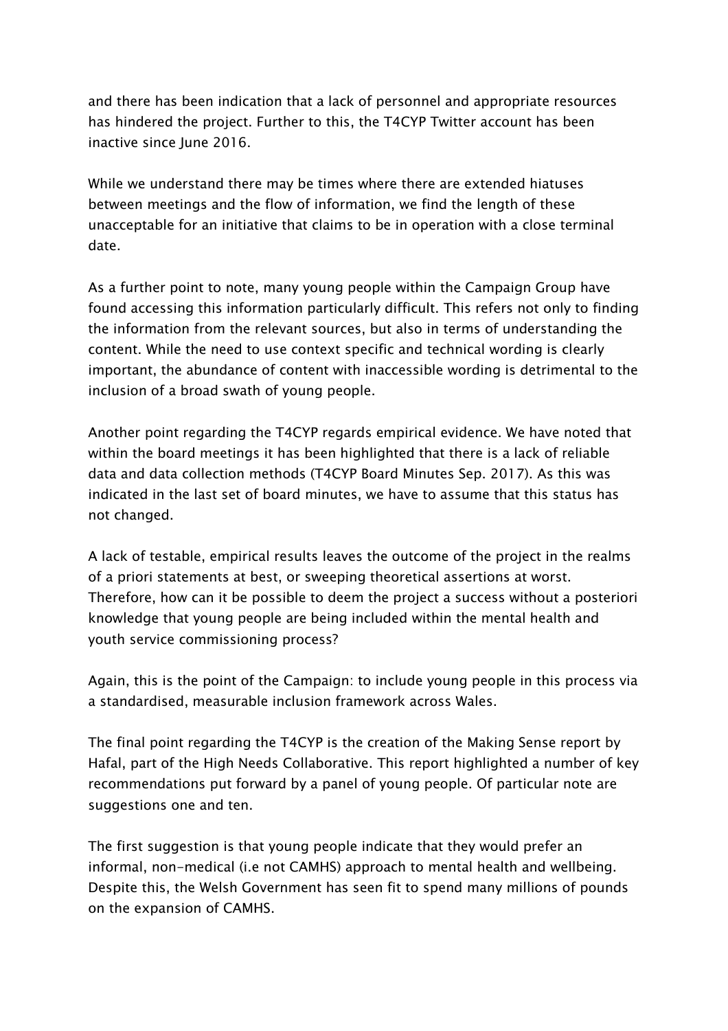and there has been indication that a lack of personnel and appropriate resources has hindered the project. Further to this, the T4CYP Twitter account has been inactive since June 2016.

While we understand there may be times where there are extended hiatuses between meetings and the flow of information, we find the length of these unacceptable for an initiative that claims to be in operation with a close terminal date.

As a further point to note, many young people within the Campaign Group have found accessing this information particularly difficult. This refers not only to finding the information from the relevant sources, but also in terms of understanding the content. While the need to use context specific and technical wording is clearly important, the abundance of content with inaccessible wording is detrimental to the inclusion of a broad swath of young people.

Another point regarding the T4CYP regards empirical evidence. We have noted that within the board meetings it has been highlighted that there is a lack of reliable data and data collection methods (T4CYP Board Minutes Sep. 2017). As this was indicated in the last set of board minutes, we have to assume that this status has not changed.

A lack of testable, empirical results leaves the outcome of the project in the realms of a priori statements at best, or sweeping theoretical assertions at worst. Therefore, how can it be possible to deem the project a success without a posteriori knowledge that young people are being included within the mental health and youth service commissioning process?

Again, this is the point of the Campaign: to include young people in this process via a standardised, measurable inclusion framework across Wales.

The final point regarding the T4CYP is the creation of the Making Sense report by Hafal, part of the High Needs Collaborative. This report highlighted a number of key recommendations put forward by a panel of young people. Of particular note are suggestions one and ten.

The first suggestion is that young people indicate that they would prefer an informal, non-medical (i.e not CAMHS) approach to mental health and wellbeing. Despite this, the Welsh Government has seen fit to spend many millions of pounds on the expansion of CAMHS.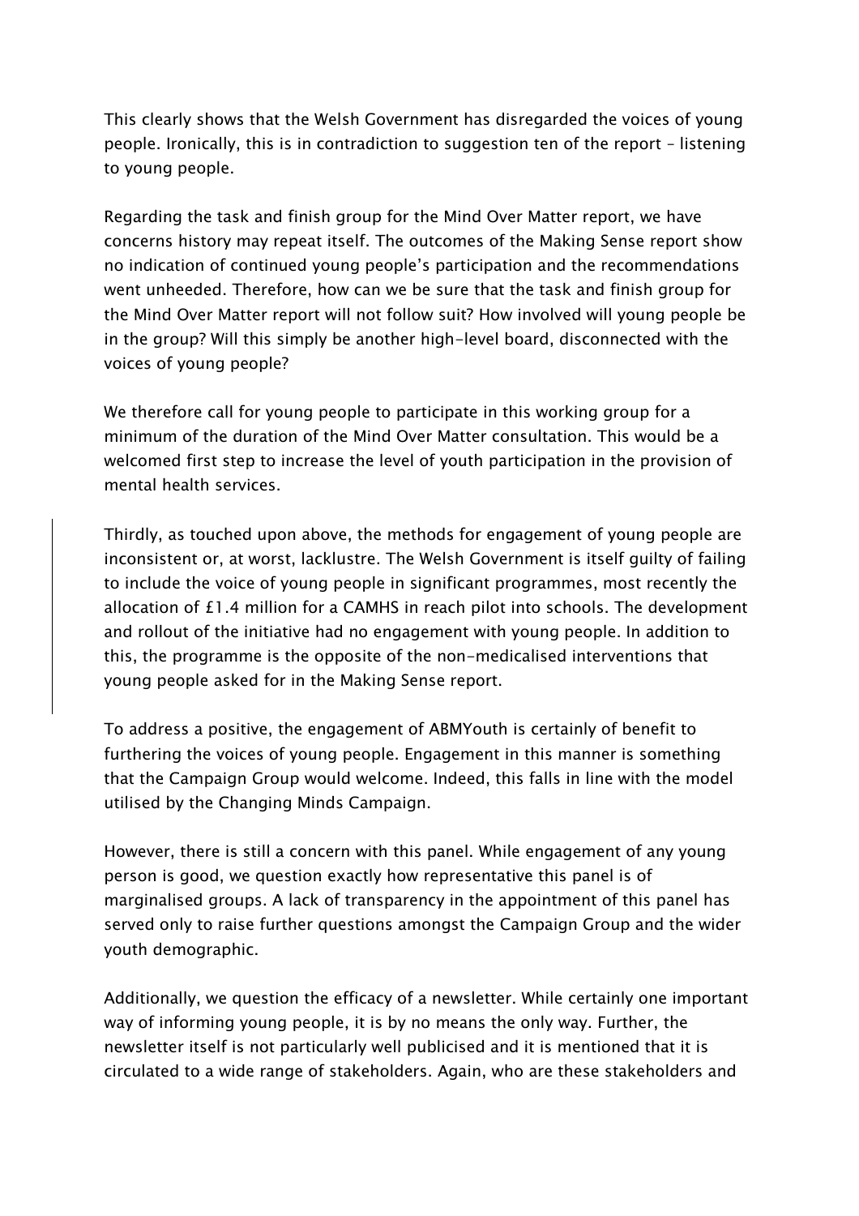This clearly shows that the Welsh Government has disregarded the voices of young people. Ironically, this is in contradiction to suggestion ten of the report – listening to young people.

Regarding the task and finish group for the Mind Over Matter report, we have concerns history may repeat itself. The outcomes of the Making Sense report show no indication of continued young people's participation and the recommendations went unheeded. Therefore, how can we be sure that the task and finish group for the Mind Over Matter report will not follow suit? How involved will young people be in the group? Will this simply be another high-level board, disconnected with the voices of young people?

We therefore call for young people to participate in this working group for a minimum of the duration of the Mind Over Matter consultation. This would be a welcomed first step to increase the level of youth participation in the provision of mental health services.

Thirdly, as touched upon above, the methods for engagement of young people are inconsistent or, at worst, lacklustre. The Welsh Government is itself guilty of failing to include the voice of young people in significant programmes, most recently the allocation of £1.4 million for a CAMHS in reach pilot into schools. The development and rollout of the initiative had no engagement with young people. In addition to this, the programme is the opposite of the non-medicalised interventions that young people asked for in the Making Sense report.

To address a positive, the engagement of ABMYouth is certainly of benefit to furthering the voices of young people. Engagement in this manner is something that the Campaign Group would welcome. Indeed, this falls in line with the model utilised by the Changing Minds Campaign.

However, there is still a concern with this panel. While engagement of any young person is good, we question exactly how representative this panel is of marginalised groups. A lack of transparency in the appointment of this panel has served only to raise further questions amongst the Campaign Group and the wider youth demographic.

Additionally, we question the efficacy of a newsletter. While certainly one important way of informing young people, it is by no means the only way. Further, the newsletter itself is not particularly well publicised and it is mentioned that it is circulated to a wide range of stakeholders. Again, who are these stakeholders and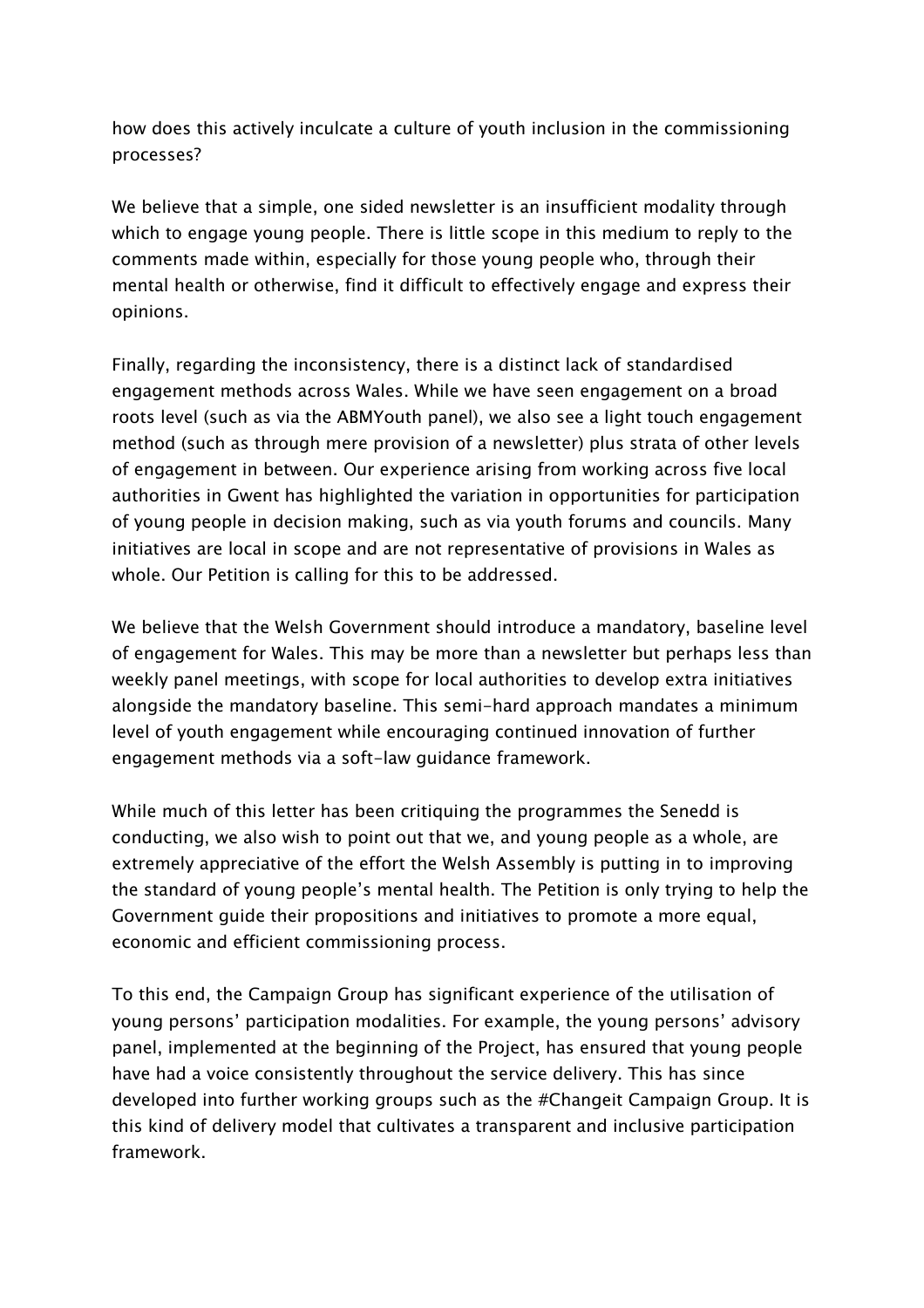how does this actively inculcate a culture of youth inclusion in the commissioning processes?

We believe that a simple, one sided newsletter is an insufficient modality through which to engage young people. There is little scope in this medium to reply to the comments made within, especially for those young people who, through their mental health or otherwise, find it difficult to effectively engage and express their opinions.

Finally, regarding the inconsistency, there is a distinct lack of standardised engagement methods across Wales. While we have seen engagement on a broad roots level (such as via the ABMYouth panel), we also see a light touch engagement method (such as through mere provision of a newsletter) plus strata of other levels of engagement in between. Our experience arising from working across five local authorities in Gwent has highlighted the variation in opportunities for participation of young people in decision making, such as via youth forums and councils. Many initiatives are local in scope and are not representative of provisions in Wales as whole. Our Petition is calling for this to be addressed.

We believe that the Welsh Government should introduce a mandatory, baseline level of engagement for Wales. This may be more than a newsletter but perhaps less than weekly panel meetings, with scope for local authorities to develop extra initiatives alongside the mandatory baseline. This semi-hard approach mandates a minimum level of youth engagement while encouraging continued innovation of further engagement methods via a soft-law guidance framework.

While much of this letter has been critiquing the programmes the Senedd is conducting, we also wish to point out that we, and young people as a whole, are extremely appreciative of the effort the Welsh Assembly is putting in to improving the standard of young people's mental health. The Petition is only trying to help the Government guide their propositions and initiatives to promote a more equal, economic and efficient commissioning process.

To this end, the Campaign Group has significant experience of the utilisation of young persons' participation modalities. For example, the young persons' advisory panel, implemented at the beginning of the Project, has ensured that young people have had a voice consistently throughout the service delivery. This has since developed into further working groups such as the #Changeit Campaign Group. It is this kind of delivery model that cultivates a transparent and inclusive participation framework.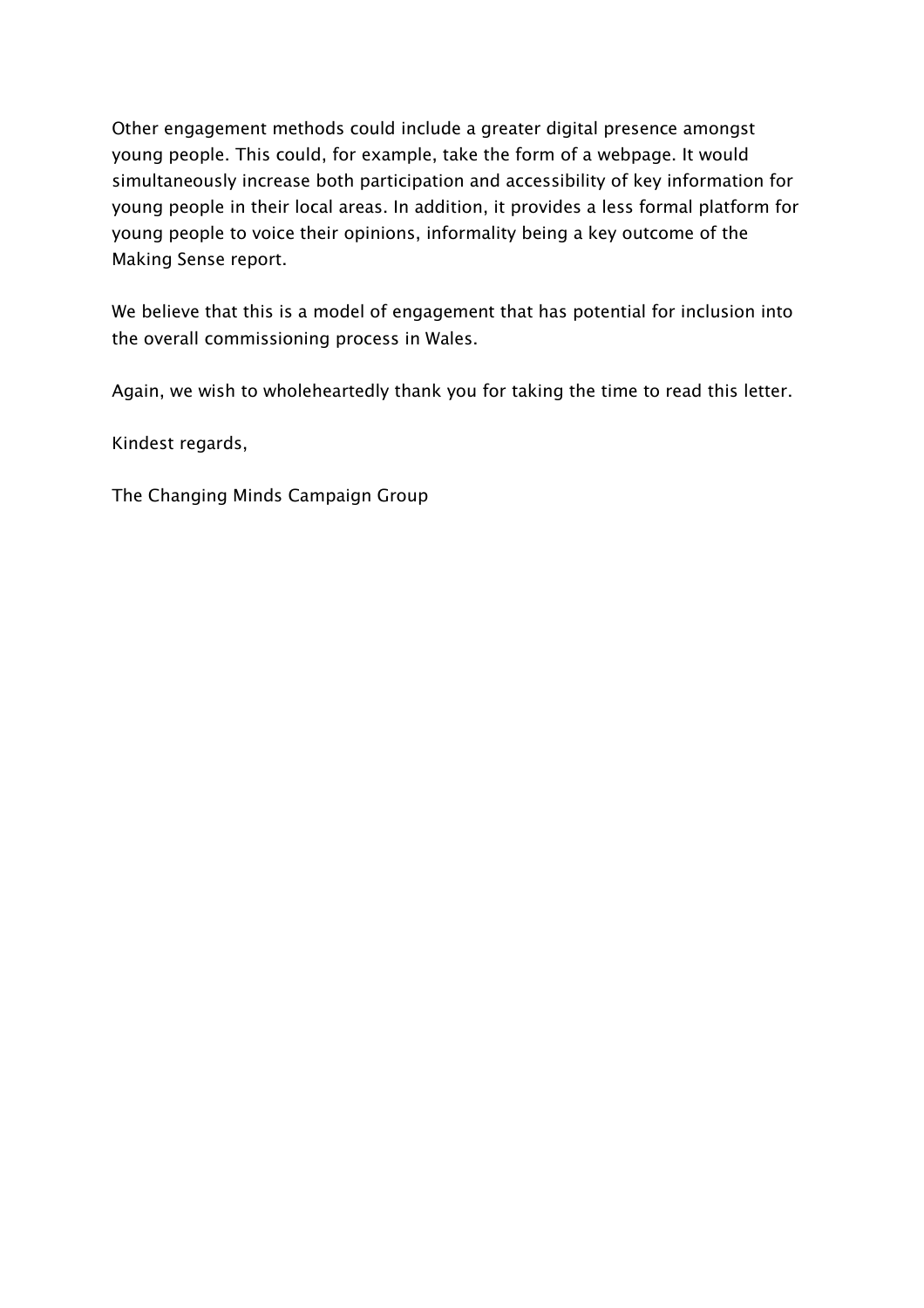Other engagement methods could include a greater digital presence amongst young people. This could, for example, take the form of a webpage. It would simultaneously increase both participation and accessibility of key information for young people in their local areas. In addition, it provides a less formal platform for young people to voice their opinions, informality being a key outcome of the Making Sense report.

We believe that this is a model of engagement that has potential for inclusion into the overall commissioning process in Wales.

Again, we wish to wholeheartedly thank you for taking the time to read this letter.

Kindest regards,

The Changing Minds Campaign Group